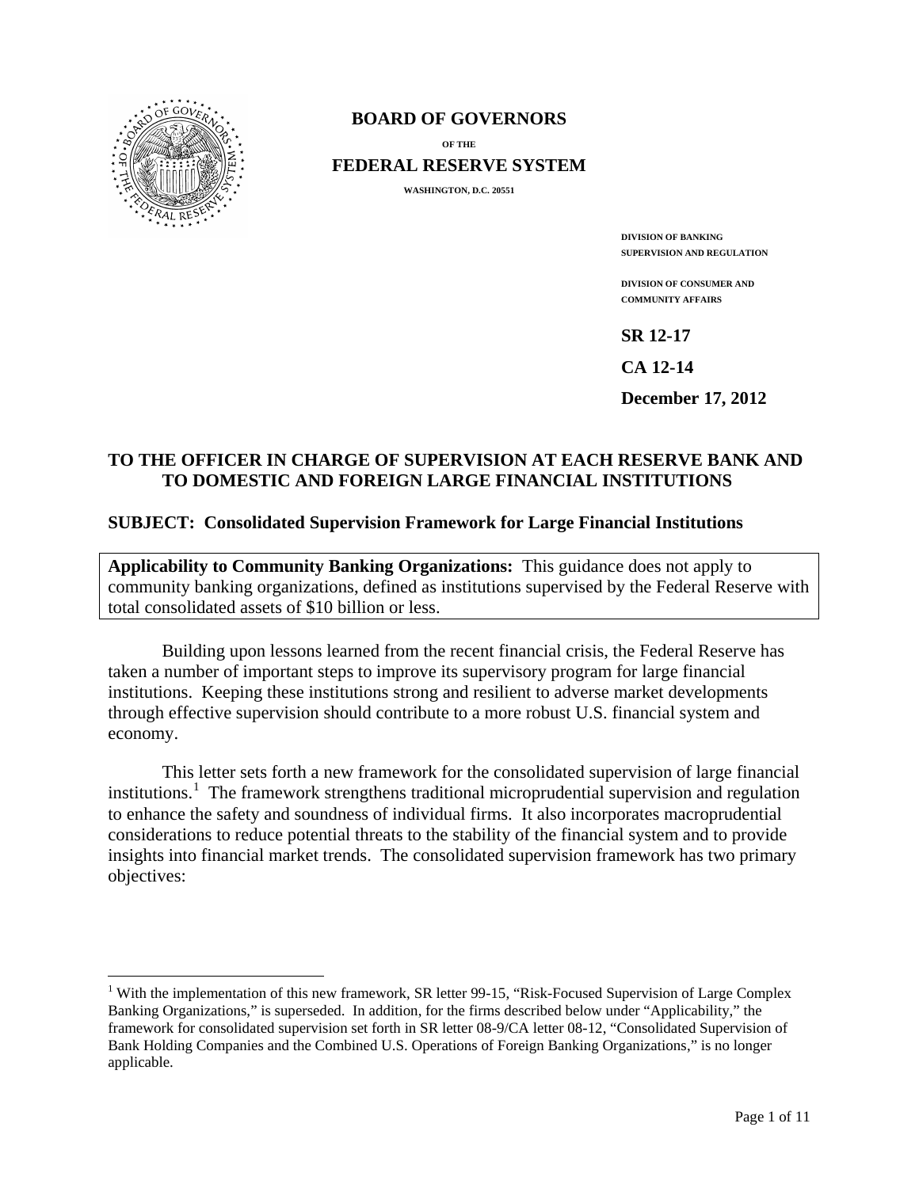**BOARD OF GOVERNORS**

**OF THE**

**FEDERAL RESERVE SYSTEM**

**WASHINGTON, D.C. 20551**

**DIVISION OF BANKING SUPERVISION AND REGULATION**

**DIVISION OF CONSUMER AND COMMUNITY AFFAIRS**

**SR 12-17**

**CA 12-14**

**December 17, 2012**

**TO THE OFFICER IN CHARGE OF SUPERVISION AT EACH RESERVE BANK AND TO DOMESTIC AND FOREIGN LARGE FINANCIAL INSTITUTIONS**

**SUBJECT: Consolidated Supervision Framework for Large Financial Institutions**

**Applicability to Community Banking Organizations:** This guidance does not apply to community banking organizations, defined as institutions supervised by the Federal Reserve with total consolidated assets of $10 billion or less.

Building upon lessons learned from the recent financial crisis, the Federal Reserve has taken a number of important steps to improve its supervisory program for large financial institutions. Keeping these institutions strong and resilient to adverse market developments through effective supervision should contribute to a more robust U.S. financial system and economy.

This letter sets forth a new framework for the consolidated supervision of large financial institutions.[1] The framework strengthens traditional microprudential supervision and regulation to enhance the safety and soundness of individual firms. It also incorporates macroprudential considerations to reduce potential threats to the stability of the financial system and to provide insights into financial market trends. The consolidated supervision framework has two primary objectives:

---

[1] With the implementation of this new framework, SR letter 99-15, "Risk-Focused Supervision of Large Complex Banking Organizations," is superseded. In addition, for the firms described below under "Applicability," the framework for consolidated supervision set forth in SR letter 08-9/CA letter 08-12, "Consolidated Supervision of Bank Holding Companies and the Combined U.S. Operations of Foreign Banking Organizations," is no longer applicable.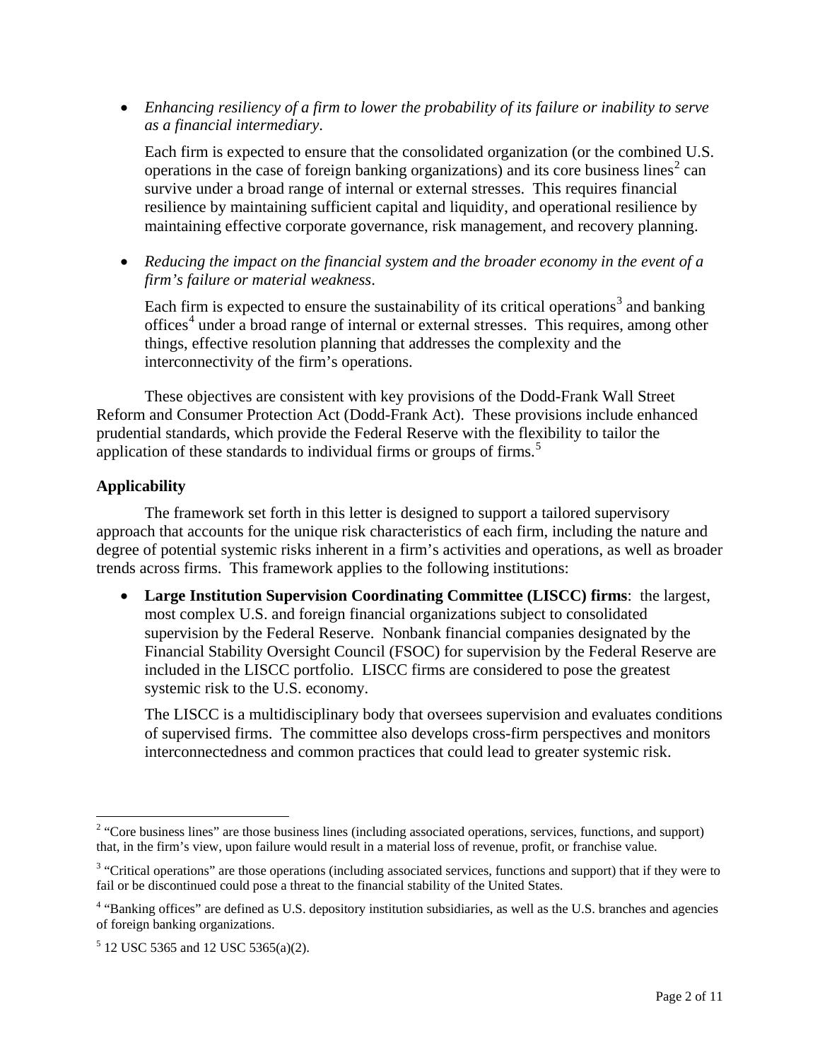- *Enhancing resiliency of a firm to lower the probability of its failure or inability to serve as a financial intermediary*.

  Each firm is expected to ensure that the consolidated organization (or the combined U.S. operations in the case of foreign banking organizations) and its core business lines[2] can survive under a broad range of internal or external stresses. This requires financial resilience by maintaining sufficient capital and liquidity, and operational resilience by maintaining effective corporate governance, risk management, and recovery planning.

- *Reducing the impact on the financial system and the broader economy in the event of a firm's failure or material weakness*.

  Each firm is expected to ensure the sustainability of its critical operations[3] and banking offices[4] under a broad range of internal or external stresses. This requires, among other things, effective resolution planning that addresses the complexity and the interconnectivity of the firm's operations.

These objectives are consistent with key provisions of the Dodd-Frank Wall Street Reform and Consumer Protection Act (Dodd-Frank Act). These provisions include enhanced prudential standards, which provide the Federal Reserve with the flexibility to tailor the application of these standards to individual firms or groups of firms.[5]

**Applicability**

The framework set forth in this letter is designed to support a tailored supervisory approach that accounts for the unique risk characteristics of each firm, including the nature and degree of potential systemic risks inherent in a firm's activities and operations, as well as broader trends across firms. This framework applies to the following institutions:

- **Large Institution Supervision Coordinating Committee (LISCC) firms**: the largest, most complex U.S. and foreign financial organizations subject to consolidated supervision by the Federal Reserve. Nonbank financial companies designated by the Financial Stability Oversight Council (FSOC) for supervision by the Federal Reserve are included in the LISCC portfolio. LISCC firms are considered to pose the greatest systemic risk to the U.S. economy.

  The LISCC is a multidisciplinary body that oversees supervision and evaluates conditions of supervised firms. The committee also develops cross-firm perspectives and monitors interconnectedness and common practices that could lead to greater systemic risk.

---

[2] "Core business lines" are those business lines (including associated operations, services, functions, and support) that, in the firm's view, upon failure would result in a material loss of revenue, profit, or franchise value.

[3] "Critical operations" are those operations (including associated services, functions and support) that if they were to fail or be discontinued could pose a threat to the financial stability of the United States.

[4] "Banking offices" are defined as U.S. depository institution subsidiaries, as well as the U.S. branches and agencies of foreign banking organizations.

[5] 12 USC 5365 and 12 USC 5365(a)(2).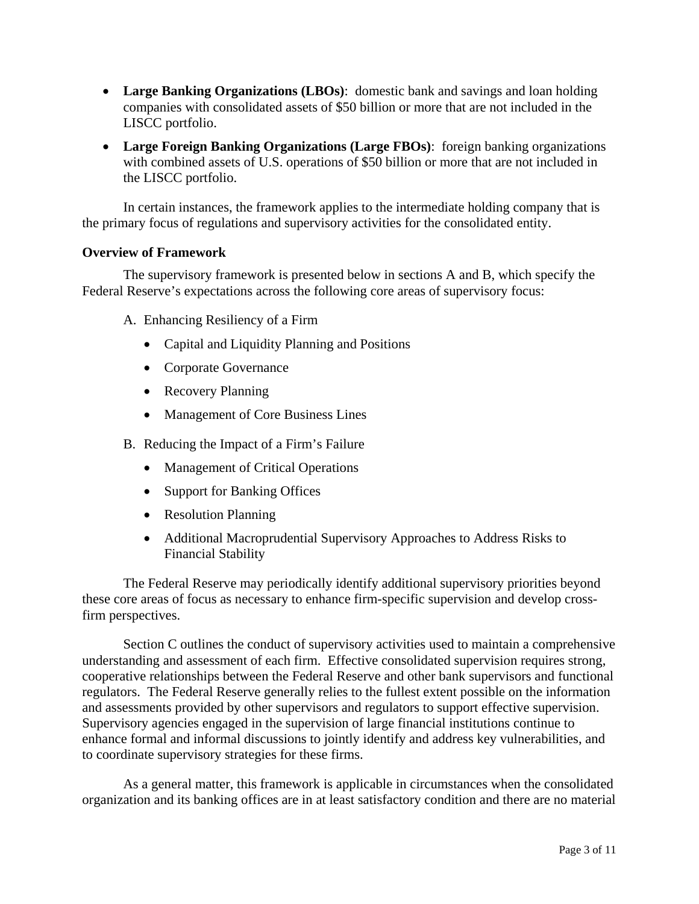- **Large Banking Organizations (LBOs)**: domestic bank and savings and loan holding companies with consolidated assets of $50 billion or more that are not included in the LISCC portfolio.
- **Large Foreign Banking Organizations (Large FBOs)**: foreign banking organizations with combined assets of U.S. operations of $50 billion or more that are not included in the LISCC portfolio.

In certain instances, the framework applies to the intermediate holding company that is the primary focus of regulations and supervisory activities for the consolidated entity.

**Overview of Framework**

The supervisory framework is presented below in sections A and B, which specify the Federal Reserve's expectations across the following core areas of supervisory focus:

A. Enhancing Resiliency of a Firm
   - Capital and Liquidity Planning and Positions
   - Corporate Governance
   - Recovery Planning
   - Management of Core Business Lines

B. Reducing the Impact of a Firm's Failure
   - Management of Critical Operations
   - Support for Banking Offices
   - Resolution Planning
   - Additional Macroprudential Supervisory Approaches to Address Risks to Financial Stability

The Federal Reserve may periodically identify additional supervisory priorities beyond these core areas of focus as necessary to enhance firm-specific supervision and develop cross-firm perspectives.

Section C outlines the conduct of supervisory activities used to maintain a comprehensive understanding and assessment of each firm. Effective consolidated supervision requires strong, cooperative relationships between the Federal Reserve and other bank supervisors and functional regulators. The Federal Reserve generally relies to the fullest extent possible on the information and assessments provided by other supervisors and regulators to support effective supervision. Supervisory agencies engaged in the supervision of large financial institutions continue to enhance formal and informal discussions to jointly identify and address key vulnerabilities, and to coordinate supervisory strategies for these firms.

As a general matter, this framework is applicable in circumstances when the consolidated organization and its banking offices are in at least satisfactory condition and there are no material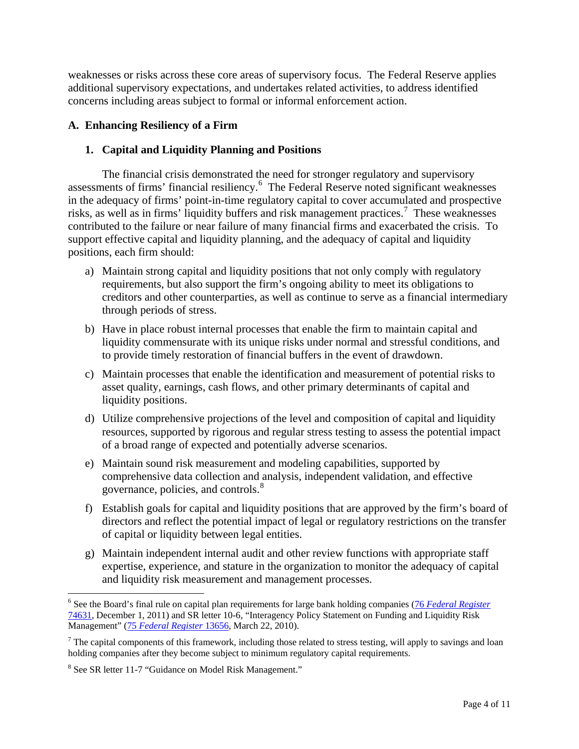weaknesses or risks across these core areas of supervisory focus. The Federal Reserve applies additional supervisory expectations, and undertakes related activities, to address identified concerns including areas subject to formal or informal enforcement action.

### A. Enhancing Resiliency of a Firm

#### 1. Capital and Liquidity Planning and Positions

The financial crisis demonstrated the need for stronger regulatory and supervisory assessments of firms' financial resiliency.[6] The Federal Reserve noted significant weaknesses in the adequacy of firms' point-in-time regulatory capital to cover accumulated and prospective risks, as well as in firms' liquidity buffers and risk management practices.[7] These weaknesses contributed to the failure or near failure of many financial firms and exacerbated the crisis. To support effective capital and liquidity planning, and the adequacy of capital and liquidity positions, each firm should:

a) Maintain strong capital and liquidity positions that not only comply with regulatory requirements, but also support the firm's ongoing ability to meet its obligations to creditors and other counterparties, as well as continue to serve as a financial intermediary through periods of stress.

b) Have in place robust internal processes that enable the firm to maintain capital and liquidity commensurate with its unique risks under normal and stressful conditions, and to provide timely restoration of financial buffers in the event of drawdown.

c) Maintain processes that enable the identification and measurement of potential risks to asset quality, earnings, cash flows, and other primary determinants of capital and liquidity positions.

d) Utilize comprehensive projections of the level and composition of capital and liquidity resources, supported by rigorous and regular stress testing to assess the potential impact of a broad range of expected and potentially adverse scenarios.

e) Maintain sound risk measurement and modeling capabilities, supported by comprehensive data collection and analysis, independent validation, and effective governance, policies, and controls.[8]

f) Establish goals for capital and liquidity positions that are approved by the firm's board of directors and reflect the potential impact of legal or regulatory restrictions on the transfer of capital or liquidity between legal entities.

g) Maintain independent internal audit and other review functions with appropriate staff expertise, experience, and stature in the organization to monitor the adequacy of capital and liquidity risk measurement and management processes.

---

[6] See the Board's final rule on capital plan requirements for large bank holding companies (76 *Federal Register* 74631, December 1, 2011) and SR letter 10-6, "Interagency Policy Statement on Funding and Liquidity Risk Management" (75 *Federal Register* 13656, March 22, 2010).

[7] The capital components of this framework, including those related to stress testing, will apply to savings and loan holding companies after they become subject to minimum regulatory capital requirements.

[8] See SR letter 11-7 "Guidance on Model Risk Management."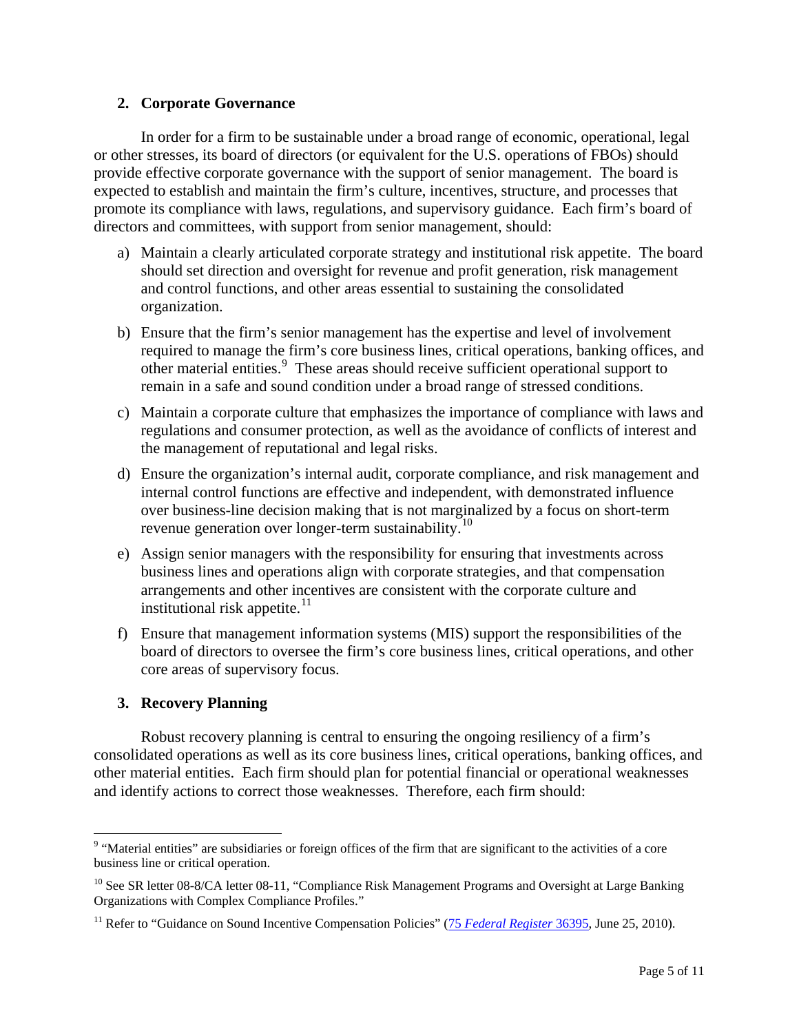## 2. Corporate Governance

In order for a firm to be sustainable under a broad range of economic, operational, legal or other stresses, its board of directors (or equivalent for the U.S. operations of FBOs) should provide effective corporate governance with the support of senior management. The board is expected to establish and maintain the firm's culture, incentives, structure, and processes that promote its compliance with laws, regulations, and supervisory guidance. Each firm's board of directors and committees, with support from senior management, should:

a) Maintain a clearly articulated corporate strategy and institutional risk appetite. The board should set direction and oversight for revenue and profit generation, risk management and control functions, and other areas essential to sustaining the consolidated organization.

b) Ensure that the firm's senior management has the expertise and level of involvement required to manage the firm's core business lines, critical operations, banking offices, and other material entities.[9] These areas should receive sufficient operational support to remain in a safe and sound condition under a broad range of stressed conditions.

c) Maintain a corporate culture that emphasizes the importance of compliance with laws and regulations and consumer protection, as well as the avoidance of conflicts of interest and the management of reputational and legal risks.

d) Ensure the organization's internal audit, corporate compliance, and risk management and internal control functions are effective and independent, with demonstrated influence over business-line decision making that is not marginalized by a focus on short-term revenue generation over longer-term sustainability.[10]

e) Assign senior managers with the responsibility for ensuring that investments across business lines and operations align with corporate strategies, and that compensation arrangements and other incentives are consistent with the corporate culture and institutional risk appetite.[11]

f) Ensure that management information systems (MIS) support the responsibilities of the board of directors to oversee the firm's core business lines, critical operations, and other core areas of supervisory focus.

## 3. Recovery Planning

Robust recovery planning is central to ensuring the ongoing resiliency of a firm's consolidated operations as well as its core business lines, critical operations, banking offices, and other material entities. Each firm should plan for potential financial or operational weaknesses and identify actions to correct those weaknesses. Therefore, each firm should:

---

[9] "Material entities" are subsidiaries or foreign offices of the firm that are significant to the activities of a core business line or critical operation.

[10] See SR letter 08-8/CA letter 08-11, "Compliance Risk Management Programs and Oversight at Large Banking Organizations with Complex Compliance Profiles."

[11] Refer to "Guidance on Sound Incentive Compensation Policies" (75 *Federal Register* 36395, June 25, 2010).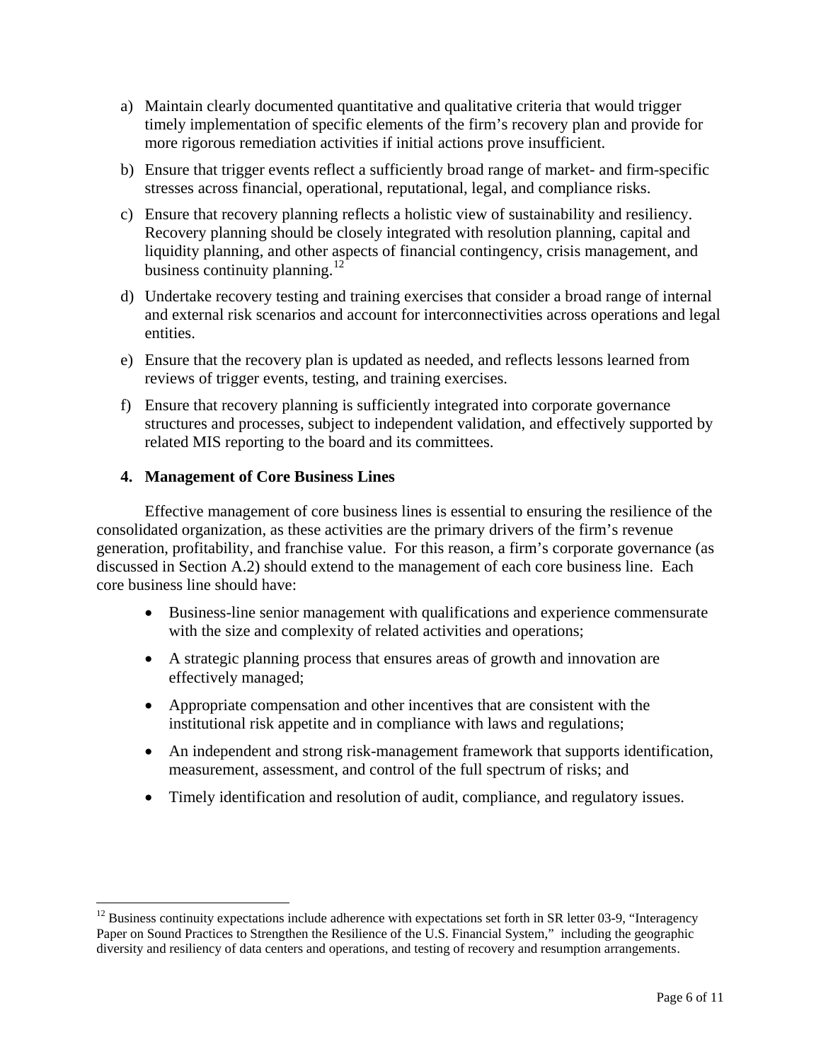a) Maintain clearly documented quantitative and qualitative criteria that would trigger timely implementation of specific elements of the firm's recovery plan and provide for more rigorous remediation activities if initial actions prove insufficient.

b) Ensure that trigger events reflect a sufficiently broad range of market- and firm-specific stresses across financial, operational, reputational, legal, and compliance risks.

c) Ensure that recovery planning reflects a holistic view of sustainability and resiliency. Recovery planning should be closely integrated with resolution planning, capital and liquidity planning, and other aspects of financial contingency, crisis management, and business continuity planning.[12]

d) Undertake recovery testing and training exercises that consider a broad range of internal and external risk scenarios and account for interconnectivities across operations and legal entities.

e) Ensure that the recovery plan is updated as needed, and reflects lessons learned from reviews of trigger events, testing, and training exercises.

f) Ensure that recovery planning is sufficiently integrated into corporate governance structures and processes, subject to independent validation, and effectively supported by related MIS reporting to the board and its committees.

### 4. Management of Core Business Lines

Effective management of core business lines is essential to ensuring the resilience of the consolidated organization, as these activities are the primary drivers of the firm's revenue generation, profitability, and franchise value. For this reason, a firm's corporate governance (as discussed in Section A.2) should extend to the management of each core business line. Each core business line should have:

- Business-line senior management with qualifications and experience commensurate with the size and complexity of related activities and operations;
- A strategic planning process that ensures areas of growth and innovation are effectively managed;
- Appropriate compensation and other incentives that are consistent with the institutional risk appetite and in compliance with laws and regulations;
- An independent and strong risk-management framework that supports identification, measurement, assessment, and control of the full spectrum of risks; and
- Timely identification and resolution of audit, compliance, and regulatory issues.

---

[12] Business continuity expectations include adherence with expectations set forth in SR letter 03-9, "Interagency Paper on Sound Practices to Strengthen the Resilience of the U.S. Financial System," including the geographic diversity and resiliency of data centers and operations, and testing of recovery and resumption arrangements.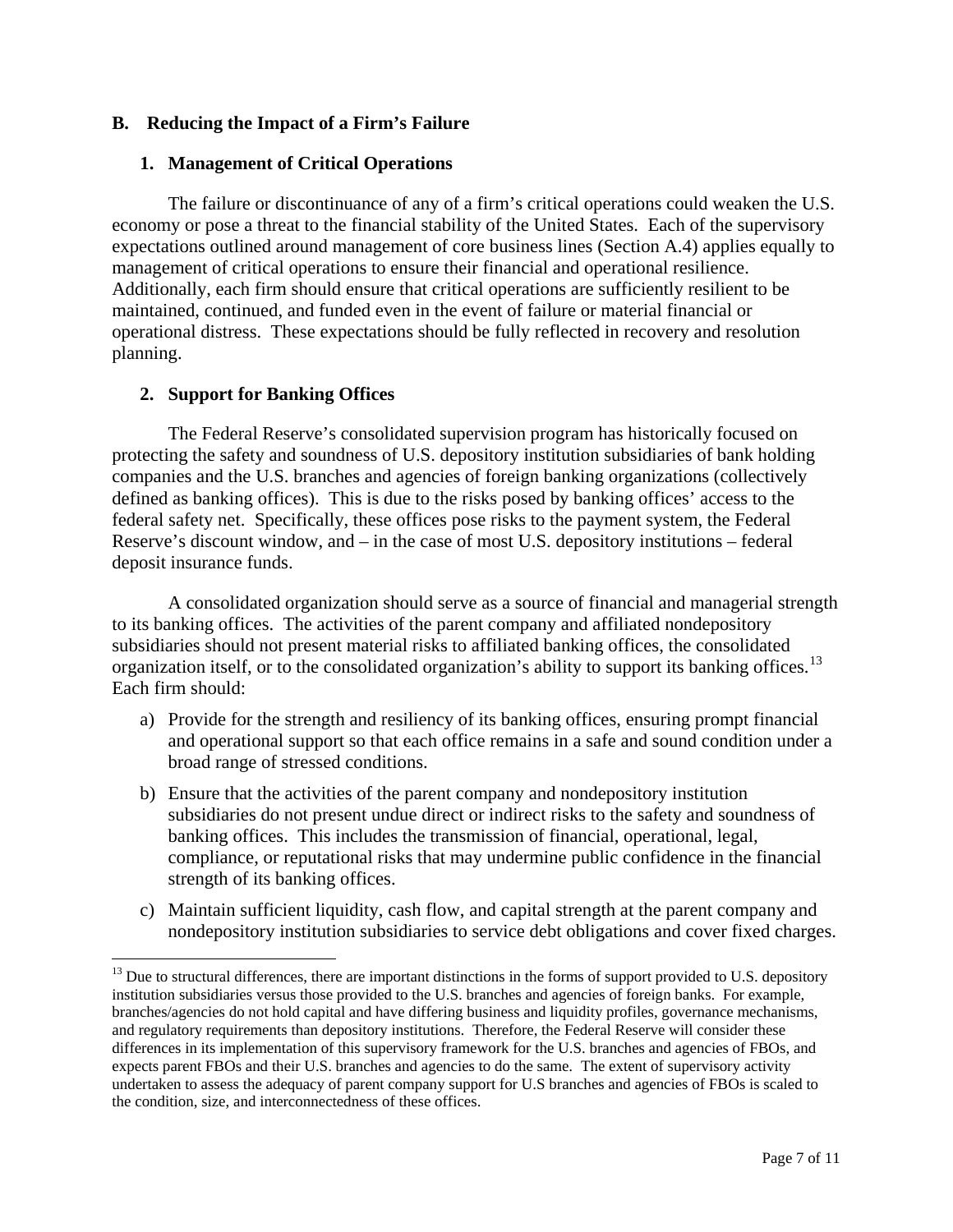## B. Reducing the Impact of a Firm's Failure

### 1. Management of Critical Operations

The failure or discontinuance of any of a firm's critical operations could weaken the U.S. economy or pose a threat to the financial stability of the United States. Each of the supervisory expectations outlined around management of core business lines (Section A.4) applies equally to management of critical operations to ensure their financial and operational resilience. Additionally, each firm should ensure that critical operations are sufficiently resilient to be maintained, continued, and funded even in the event of failure or material financial or operational distress. These expectations should be fully reflected in recovery and resolution planning.

### 2. Support for Banking Offices

The Federal Reserve's consolidated supervision program has historically focused on protecting the safety and soundness of U.S. depository institution subsidiaries of bank holding companies and the U.S. branches and agencies of foreign banking organizations (collectively defined as banking offices). This is due to the risks posed by banking offices' access to the federal safety net. Specifically, these offices pose risks to the payment system, the Federal Reserve's discount window, and – in the case of most U.S. depository institutions – federal deposit insurance funds.

A consolidated organization should serve as a source of financial and managerial strength to its banking offices. The activities of the parent company and affiliated nondepository subsidiaries should not present material risks to affiliated banking offices, the consolidated organization itself, or to the consolidated organization's ability to support its banking offices.[13] Each firm should:

a) Provide for the strength and resiliency of its banking offices, ensuring prompt financial and operational support so that each office remains in a safe and sound condition under a broad range of stressed conditions.

b) Ensure that the activities of the parent company and nondepository institution subsidiaries do not present undue direct or indirect risks to the safety and soundness of banking offices. This includes the transmission of financial, operational, legal, compliance, or reputational risks that may undermine public confidence in the financial strength of its banking offices.

c) Maintain sufficient liquidity, cash flow, and capital strength at the parent company and nondepository institution subsidiaries to service debt obligations and cover fixed charges.

---

[13] Due to structural differences, there are important distinctions in the forms of support provided to U.S. depository institution subsidiaries versus those provided to the U.S. branches and agencies of foreign banks. For example, branches/agencies do not hold capital and have differing business and liquidity profiles, governance mechanisms, and regulatory requirements than depository institutions. Therefore, the Federal Reserve will consider these differences in its implementation of this supervisory framework for the U.S. branches and agencies of FBOs, and expects parent FBOs and their U.S. branches and agencies to do the same. The extent of supervisory activity undertaken to assess the adequacy of parent company support for U.S branches and agencies of FBOs is scaled to the condition, size, and interconnectedness of these offices.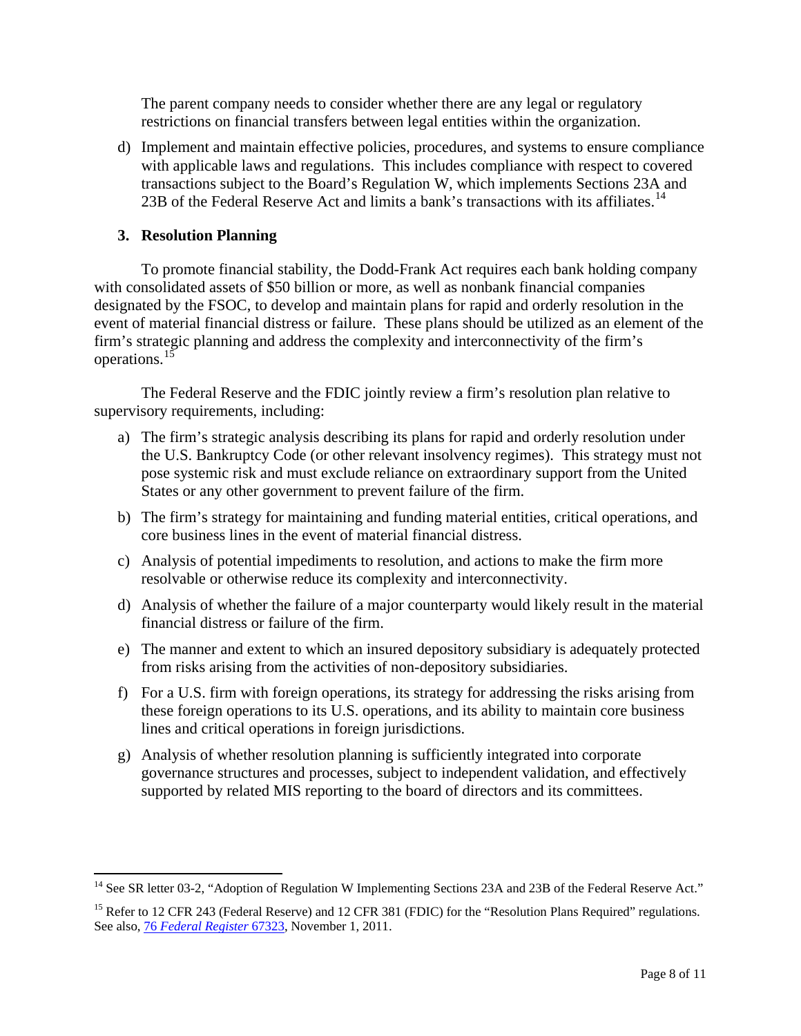The parent company needs to consider whether there are any legal or regulatory restrictions on financial transfers between legal entities within the organization.

d) Implement and maintain effective policies, procedures, and systems to ensure compliance with applicable laws and regulations. This includes compliance with respect to covered transactions subject to the Board's Regulation W, which implements Sections 23A and 23B of the Federal Reserve Act and limits a bank's transactions with its affiliates.[14]

### 3. Resolution Planning

To promote financial stability, the Dodd-Frank Act requires each bank holding company with consolidated assets of $50 billion or more, as well as nonbank financial companies designated by the FSOC, to develop and maintain plans for rapid and orderly resolution in the event of material financial distress or failure. These plans should be utilized as an element of the firm's strategic planning and address the complexity and interconnectivity of the firm's operations.[15]

The Federal Reserve and the FDIC jointly review a firm's resolution plan relative to supervisory requirements, including:

a) The firm's strategic analysis describing its plans for rapid and orderly resolution under the U.S. Bankruptcy Code (or other relevant insolvency regimes). This strategy must not pose systemic risk and must exclude reliance on extraordinary support from the United States or any other government to prevent failure of the firm.

b) The firm's strategy for maintaining and funding material entities, critical operations, and core business lines in the event of material financial distress.

c) Analysis of potential impediments to resolution, and actions to make the firm more resolvable or otherwise reduce its complexity and interconnectivity.

d) Analysis of whether the failure of a major counterparty would likely result in the material financial distress or failure of the firm.

e) The manner and extent to which an insured depository subsidiary is adequately protected from risks arising from the activities of non-depository subsidiaries.

f) For a U.S. firm with foreign operations, its strategy for addressing the risks arising from these foreign operations to its U.S. operations, and its ability to maintain core business lines and critical operations in foreign jurisdictions.

g) Analysis of whether resolution planning is sufficiently integrated into corporate governance structures and processes, subject to independent validation, and effectively supported by related MIS reporting to the board of directors and its committees.

---

[14] See SR letter 03-2, "Adoption of Regulation W Implementing Sections 23A and 23B of the Federal Reserve Act."

[15] Refer to 12 CFR 243 (Federal Reserve) and 12 CFR 381 (FDIC) for the "Resolution Plans Required" regulations. See also, 76 *Federal Register* 67323, November 1, 2011.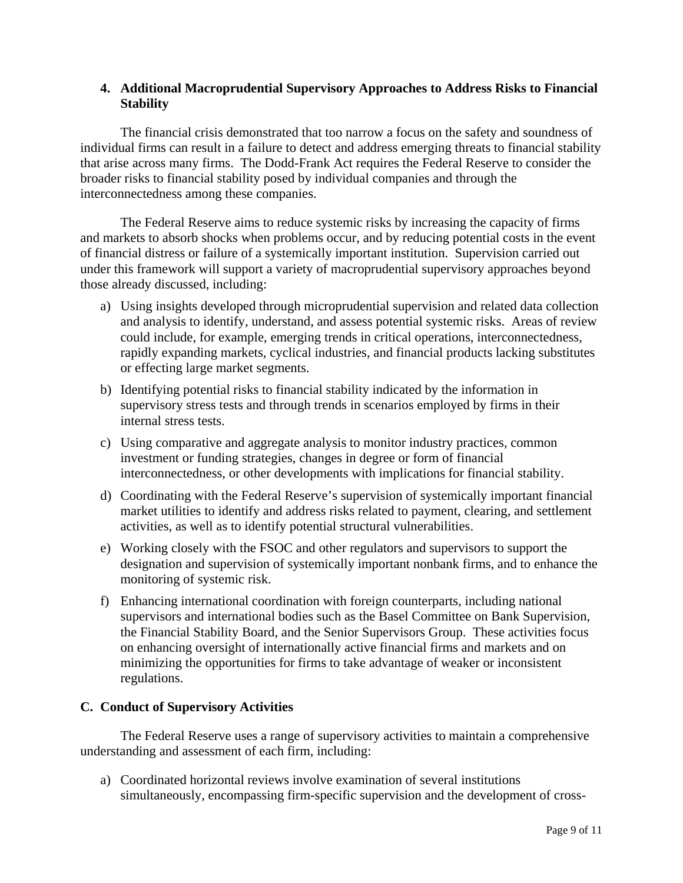### 4. Additional Macroprudential Supervisory Approaches to Address Risks to Financial Stability

The financial crisis demonstrated that too narrow a focus on the safety and soundness of individual firms can result in a failure to detect and address emerging threats to financial stability that arise across many firms. The Dodd-Frank Act requires the Federal Reserve to consider the broader risks to financial stability posed by individual companies and through the interconnectedness among these companies.

The Federal Reserve aims to reduce systemic risks by increasing the capacity of firms and markets to absorb shocks when problems occur, and by reducing potential costs in the event of financial distress or failure of a systemically important institution. Supervision carried out under this framework will support a variety of macroprudential supervisory approaches beyond those already discussed, including:

a) Using insights developed through microprudential supervision and related data collection and analysis to identify, understand, and assess potential systemic risks. Areas of review could include, for example, emerging trends in critical operations, interconnectedness, rapidly expanding markets, cyclical industries, and financial products lacking substitutes or effecting large market segments.

b) Identifying potential risks to financial stability indicated by the information in supervisory stress tests and through trends in scenarios employed by firms in their internal stress tests.

c) Using comparative and aggregate analysis to monitor industry practices, common investment or funding strategies, changes in degree or form of financial interconnectedness, or other developments with implications for financial stability.

d) Coordinating with the Federal Reserve's supervision of systemically important financial market utilities to identify and address risks related to payment, clearing, and settlement activities, as well as to identify potential structural vulnerabilities.

e) Working closely with the FSOC and other regulators and supervisors to support the designation and supervision of systemically important nonbank firms, and to enhance the monitoring of systemic risk.

f) Enhancing international coordination with foreign counterparts, including national supervisors and international bodies such as the Basel Committee on Bank Supervision, the Financial Stability Board, and the Senior Supervisors Group. These activities focus on enhancing oversight of internationally active financial firms and markets and on minimizing the opportunities for firms to take advantage of weaker or inconsistent regulations.

## C. Conduct of Supervisory Activities

The Federal Reserve uses a range of supervisory activities to maintain a comprehensive understanding and assessment of each firm, including:

a) Coordinated horizontal reviews involve examination of several institutions simultaneously, encompassing firm-specific supervision and the development of cross-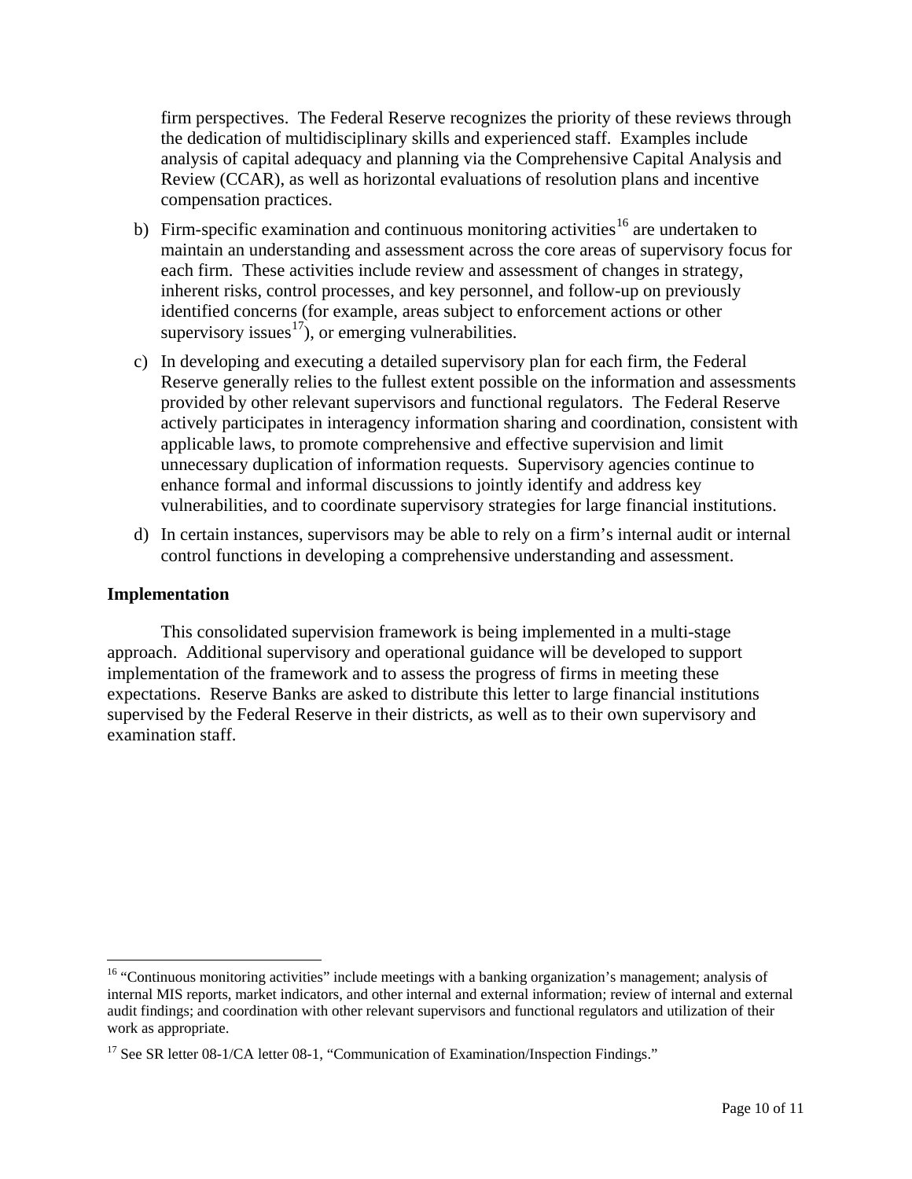firm perspectives. The Federal Reserve recognizes the priority of these reviews through the dedication of multidisciplinary skills and experienced staff. Examples include analysis of capital adequacy and planning via the Comprehensive Capital Analysis and Review (CCAR), as well as horizontal evaluations of resolution plans and incentive compensation practices.

b) Firm-specific examination and continuous monitoring activities[16] are undertaken to maintain an understanding and assessment across the core areas of supervisory focus for each firm. These activities include review and assessment of changes in strategy, inherent risks, control processes, and key personnel, and follow-up on previously identified concerns (for example, areas subject to enforcement actions or other supervisory issues[17]), or emerging vulnerabilities.

c) In developing and executing a detailed supervisory plan for each firm, the Federal Reserve generally relies to the fullest extent possible on the information and assessments provided by other relevant supervisors and functional regulators. The Federal Reserve actively participates in interagency information sharing and coordination, consistent with applicable laws, to promote comprehensive and effective supervision and limit unnecessary duplication of information requests. Supervisory agencies continue to enhance formal and informal discussions to jointly identify and address key vulnerabilities, and to coordinate supervisory strategies for large financial institutions.

d) In certain instances, supervisors may be able to rely on a firm's internal audit or internal control functions in developing a comprehensive understanding and assessment.

## Implementation

This consolidated supervision framework is being implemented in a multi-stage approach. Additional supervisory and operational guidance will be developed to support implementation of the framework and to assess the progress of firms in meeting these expectations. Reserve Banks are asked to distribute this letter to large financial institutions supervised by the Federal Reserve in their districts, as well as to their own supervisory and examination staff.

---

[16] "Continuous monitoring activities" include meetings with a banking organization's management; analysis of internal MIS reports, market indicators, and other internal and external information; review of internal and external audit findings; and coordination with other relevant supervisors and functional regulators and utilization of their work as appropriate.

[17] See SR letter 08-1/CA letter 08-1, "Communication of Examination/Inspection Findings."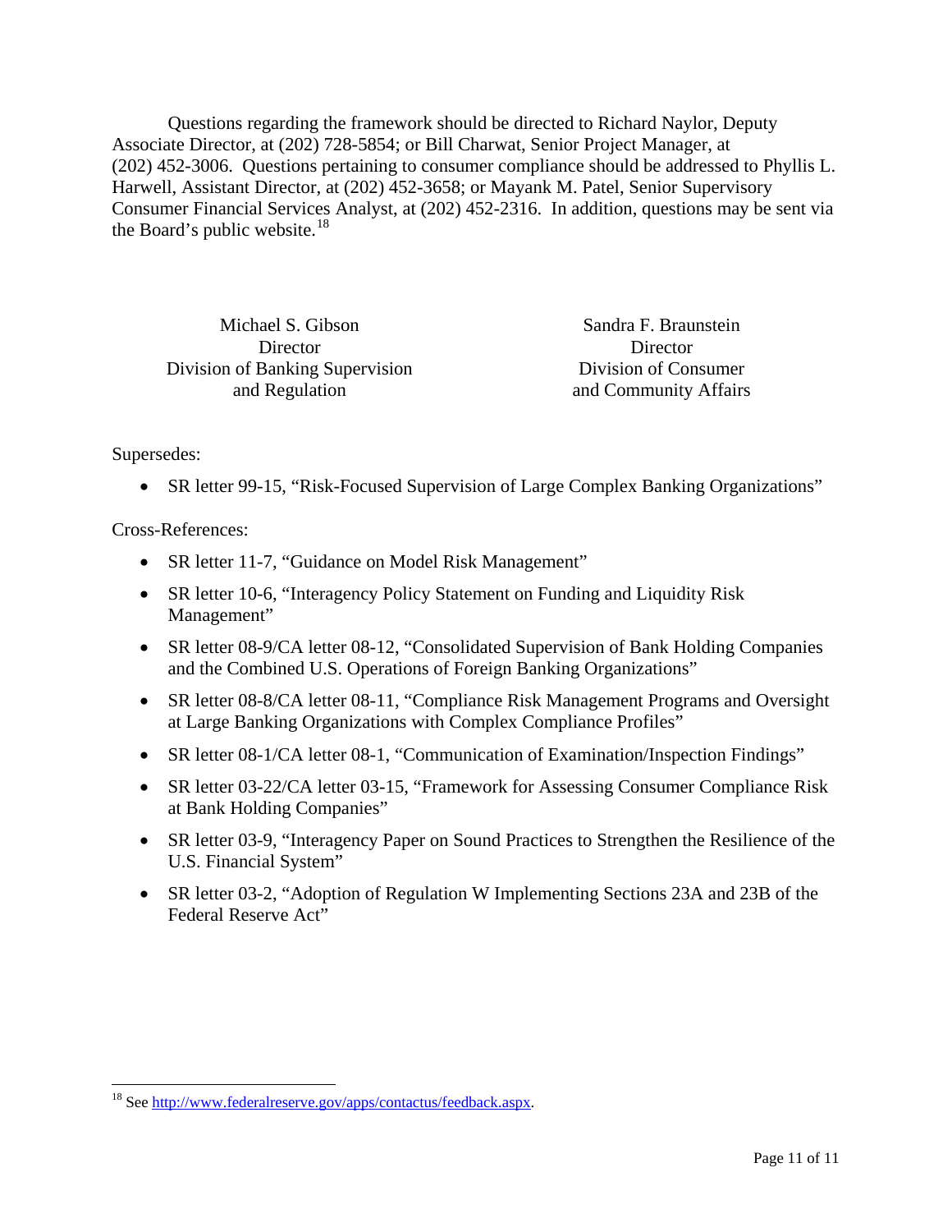Questions regarding the framework should be directed to Richard Naylor, Deputy Associate Director, at (202) 728-5854; or Bill Charwat, Senior Project Manager, at (202) 452-3006. Questions pertaining to consumer compliance should be addressed to Phyllis L. Harwell, Assistant Director, at (202) 452-3658; or Mayank M. Patel, Senior Supervisory Consumer Financial Services Analyst, at (202) 452-2316. In addition, questions may be sent via the Board's public website.[18]

Michael S. Gibson
Director
Division of Banking Supervision
and Regulation

Sandra F. Braunstein
Director
Division of Consumer
and Community Affairs

Supersedes:

- SR letter 99-15, "Risk-Focused Supervision of Large Complex Banking Organizations"

Cross-References:

- SR letter 11-7, "Guidance on Model Risk Management"
- SR letter 10-6, "Interagency Policy Statement on Funding and Liquidity Risk Management"
- SR letter 08-9/CA letter 08-12, "Consolidated Supervision of Bank Holding Companies and the Combined U.S. Operations of Foreign Banking Organizations"
- SR letter 08-8/CA letter 08-11, "Compliance Risk Management Programs and Oversight at Large Banking Organizations with Complex Compliance Profiles"
- SR letter 08-1/CA letter 08-1, "Communication of Examination/Inspection Findings"
- SR letter 03-22/CA letter 03-15, "Framework for Assessing Consumer Compliance Risk at Bank Holding Companies"
- SR letter 03-9, "Interagency Paper on Sound Practices to Strengthen the Resilience of the U.S. Financial System"
- SR letter 03-2, "Adoption of Regulation W Implementing Sections 23A and 23B of the Federal Reserve Act"

---

[18] See http://www.federalreserve.gov/apps/contactus/feedback.aspx.